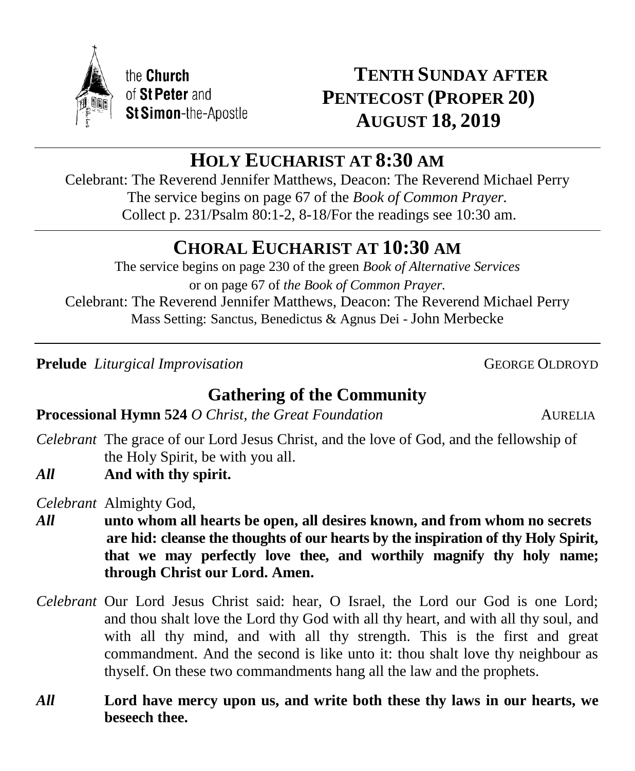the **Church** of **St Peter** and **St Simon**-the-Apostle

# TENTH SUNDAY AFTER PENTECOST (PROPER 20) AUGUST 18, 2019

## HOLY EUCHARIST AT 8:30 AM

Celebrant: The Reverend Jennifer Matthews, Deacon: The Reverend Michael Perry
The service begins on page 67 of the *Book of Common Prayer.*
Collect p. 231/Psalm 80:1-2, 8-18/For the readings see 10:30 am.

## CHORAL EUCHARIST AT 10:30 AM

The service begins on page 230 of the green *Book of Alternative Services*
or on page 67 of *the Book of Common Prayer.*
Celebrant: The Reverend Jennifer Matthews, Deacon: The Reverend Michael Perry
Mass Setting: Sanctus, Benedictus & Agnus Dei - John Merbecke

---

**Prelude** *Liturgical Improvisation* GEORGE OLDROYD

## Gathering of the Community

**Processional Hymn 524** *O Christ, the Great Foundation* AURELIA

*Celebrant* The grace of our Lord Jesus Christ, and the love of God, and the fellowship of the Holy Spirit, be with you all.

***All*** **And with thy spirit.**

*Celebrant* Almighty God,

***All*** **unto whom all hearts be open, all desires known, and from whom no secrets are hid: cleanse the thoughts of our hearts by the inspiration of thy Holy Spirit, that we may perfectly love thee, and worthily magnify thy holy name; through Christ our Lord. Amen.**

*Celebrant* Our Lord Jesus Christ said: hear, O Israel, the Lord our God is one Lord; and thou shalt love the Lord thy God with all thy heart, and with all thy soul, and with all thy mind, and with all thy strength. This is the first and great commandment. And the second is like unto it: thou shalt love thy neighbour as thyself. On these two commandments hang all the law and the prophets.

***All*** **Lord have mercy upon us, and write both these thy laws in our hearts, we beseech thee.**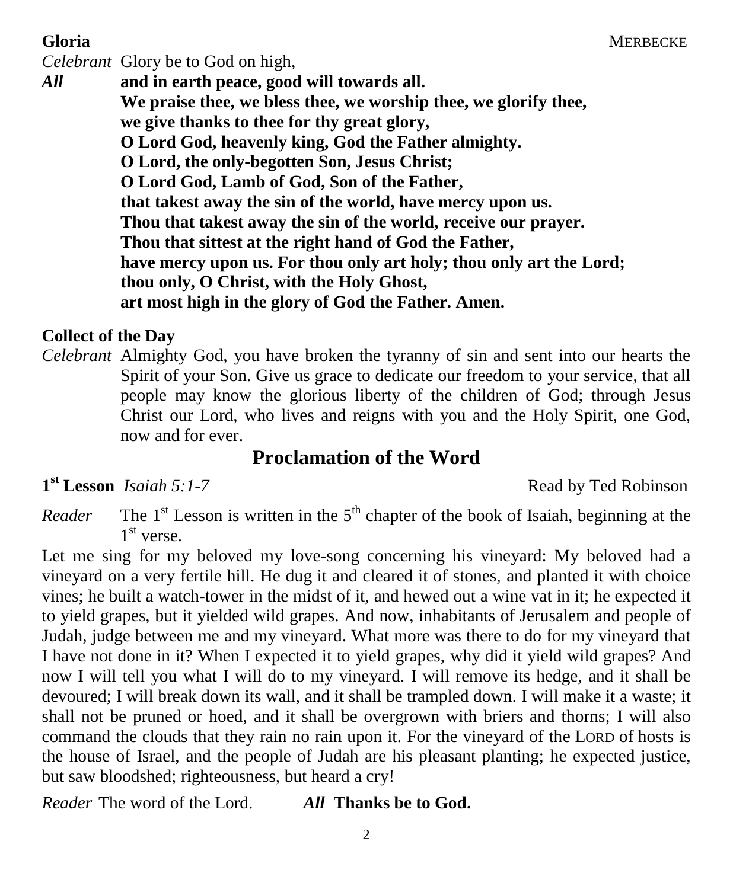**Gloria** MERBECKE

*Celebrant* Glory be to God on high,

***All*** **and in earth peace, good will towards all.**
**We praise thee, we bless thee, we worship thee, we glorify thee,**
**we give thanks to thee for thy great glory,**
**O Lord God, heavenly king, God the Father almighty.**
**O Lord, the only-begotten Son, Jesus Christ;**
**O Lord God, Lamb of God, Son of the Father,**
**that takest away the sin of the world, have mercy upon us.**
**Thou that takest away the sin of the world, receive our prayer.**
**Thou that sittest at the right hand of God the Father,**
**have mercy upon us. For thou only art holy; thou only art the Lord;**
**thou only, O Christ, with the Holy Ghost,**
**art most high in the glory of God the Father. Amen.**

**Collect of the Day**

*Celebrant* Almighty God, you have broken the tyranny of sin and sent into our hearts the Spirit of your Son. Give us grace to dedicate our freedom to your service, that all people may know the glorious liberty of the children of God; through Jesus Christ our Lord, who lives and reigns with you and the Holy Spirit, one God, now and for ever.

## Proclamation of the Word

**1st Lesson** *Isaiah 5:1-7* Read by Ted Robinson

*Reader* The 1st Lesson is written in the 5th chapter of the book of Isaiah, beginning at the 1st verse.

Let me sing for my beloved my love-song concerning his vineyard: My beloved had a vineyard on a very fertile hill. He dug it and cleared it of stones, and planted it with choice vines; he built a watch-tower in the midst of it, and hewed out a wine vat in it; he expected it to yield grapes, but it yielded wild grapes. And now, inhabitants of Jerusalem and people of Judah, judge between me and my vineyard. What more was there to do for my vineyard that I have not done in it? When I expected it to yield grapes, why did it yield wild grapes? And now I will tell you what I will do to my vineyard. I will remove its hedge, and it shall be devoured; I will break down its wall, and it shall be trampled down. I will make it a waste; it shall not be pruned or hoed, and it shall be overgrown with briers and thorns; I will also command the clouds that they rain no rain upon it. For the vineyard of the LORD of hosts is the house of Israel, and the people of Judah are his pleasant planting; he expected justice, but saw bloodshed; righteousness, but heard a cry!

*Reader* The word of the Lord. ***All*** **Thanks be to God.**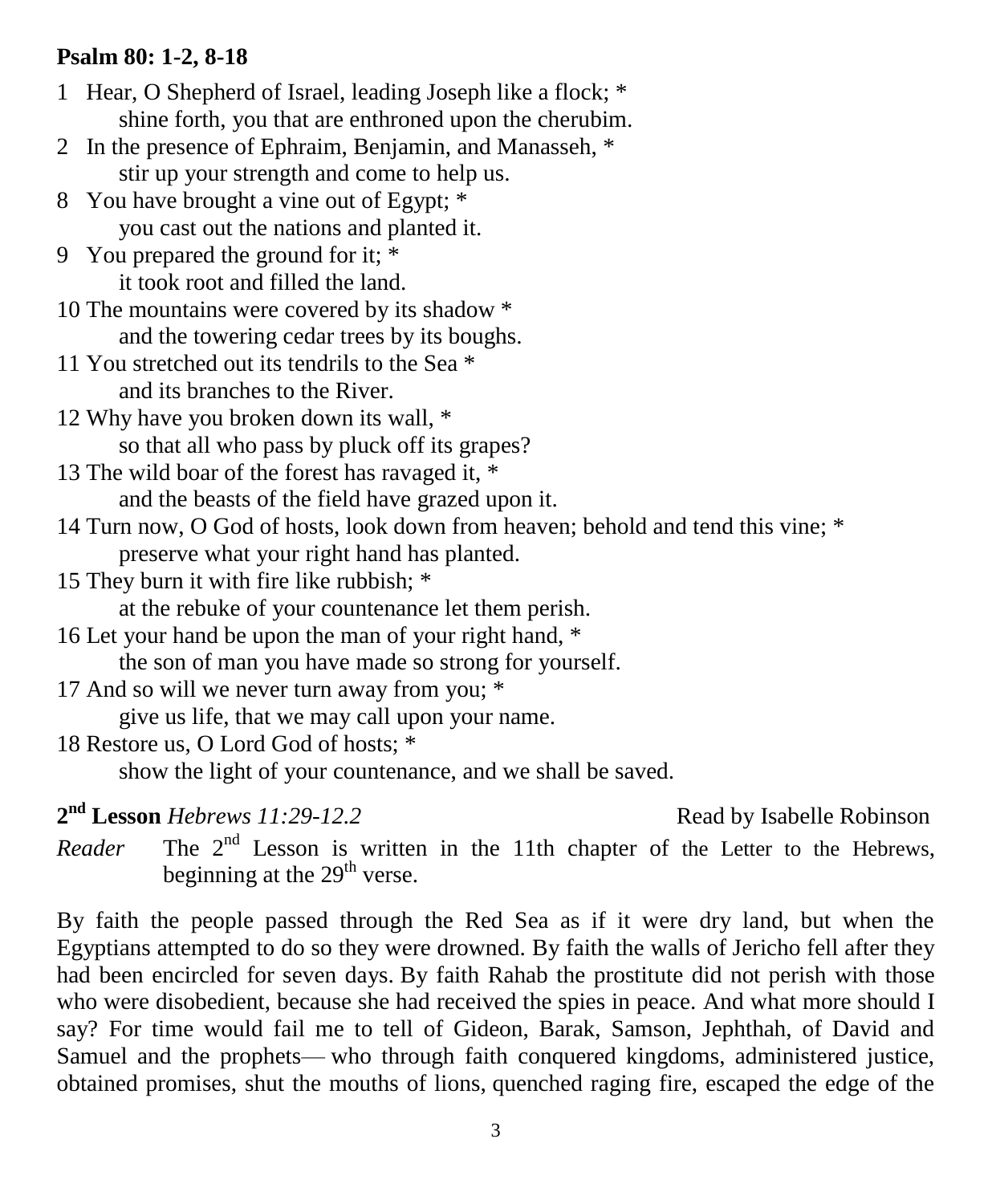**Psalm 80: 1-2, 8-18**

1 Hear, O Shepherd of Israel, leading Joseph like a flock; *
    shine forth, you that are enthroned upon the cherubim.

2 In the presence of Ephraim, Benjamin, and Manasseh, *
    stir up your strength and come to help us.

8 You have brought a vine out of Egypt; *
    you cast out the nations and planted it.

9 You prepared the ground for it; *
    it took root and filled the land.

10 The mountains were covered by its shadow *
    and the towering cedar trees by its boughs.

11 You stretched out its tendrils to the Sea *
    and its branches to the River.

12 Why have you broken down its wall, *
    so that all who pass by pluck off its grapes?

13 The wild boar of the forest has ravaged it, *
    and the beasts of the field have grazed upon it.

14 Turn now, O God of hosts, look down from heaven; behold and tend this vine; *
    preserve what your right hand has planted.

15 They burn it with fire like rubbish; *
    at the rebuke of your countenance let them perish.

16 Let your hand be upon the man of your right hand, *
    the son of man you have made so strong for yourself.

17 And so will we never turn away from you; *
    give us life, that we may call upon your name.

18 Restore us, O Lord God of hosts; *
    show the light of your countenance, and we shall be saved.

**2nd Lesson** *Hebrews 11:29-12.2* Read by Isabelle Robinson

*Reader* The 2nd Lesson is written in the 11th chapter of the Letter to the Hebrews, beginning at the 29th verse.

By faith the people passed through the Red Sea as if it were dry land, but when the Egyptians attempted to do so they were drowned. By faith the walls of Jericho fell after they had been encircled for seven days. By faith Rahab the prostitute did not perish with those who were disobedient, because she had received the spies in peace. And what more should I say? For time would fail me to tell of Gideon, Barak, Samson, Jephthah, of David and Samuel and the prophets— who through faith conquered kingdoms, administered justice, obtained promises, shut the mouths of lions, quenched raging fire, escaped the edge of the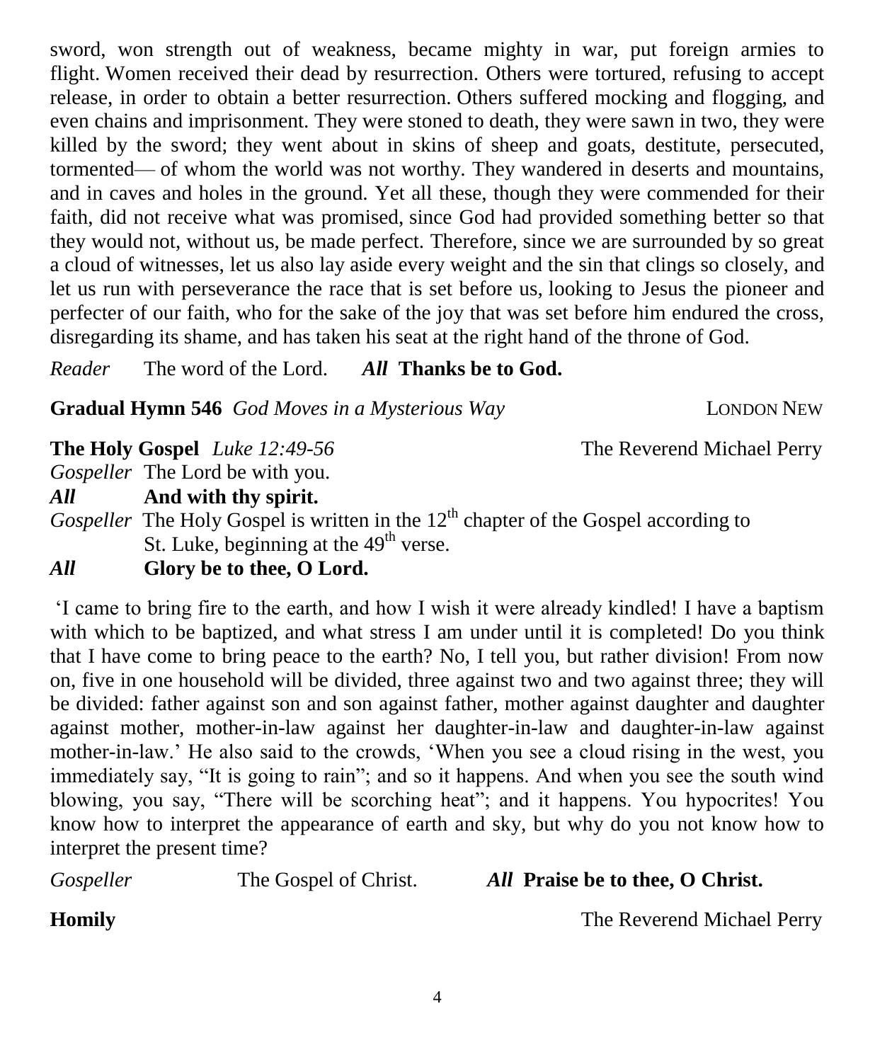sword, won strength out of weakness, became mighty in war, put foreign armies to flight. Women received their dead by resurrection. Others were tortured, refusing to accept release, in order to obtain a better resurrection. Others suffered mocking and flogging, and even chains and imprisonment. They were stoned to death, they were sawn in two, they were killed by the sword; they went about in skins of sheep and goats, destitute, persecuted, tormented— of whom the world was not worthy. They wandered in deserts and mountains, and in caves and holes in the ground. Yet all these, though they were commended for their faith, did not receive what was promised, since God had provided something better so that they would not, without us, be made perfect. Therefore, since we are surrounded by so great a cloud of witnesses, let us also lay aside every weight and the sin that clings so closely, and let us run with perseverance the race that is set before us, looking to Jesus the pioneer and perfecter of our faith, who for the sake of the joy that was set before him endured the cross, disregarding its shame, and has taken his seat at the right hand of the throne of God.

*Reader* The word of the Lord. ***All*** **Thanks be to God.**

**Gradual Hymn 546** *God Moves in a Mysterious Way* LONDON NEW

**The Holy Gospel** *Luke 12:49-56* The Reverend Michael Perry

*Gospeller* The Lord be with you.

***All*** **And with thy spirit.**

*Gospeller* The Holy Gospel is written in the 12th chapter of the Gospel according to St. Luke, beginning at the 49th verse.

***All*** **Glory be to thee, O Lord.**

'I came to bring fire to the earth, and how I wish it were already kindled! I have a baptism with which to be baptized, and what stress I am under until it is completed! Do you think that I have come to bring peace to the earth? No, I tell you, but rather division! From now on, five in one household will be divided, three against two and two against three; they will be divided: father against son and son against father, mother against daughter and daughter against mother, mother-in-law against her daughter-in-law and daughter-in-law against mother-in-law.' He also said to the crowds, 'When you see a cloud rising in the west, you immediately say, "It is going to rain"; and so it happens. And when you see the south wind blowing, you say, "There will be scorching heat"; and it happens. You hypocrites! You know how to interpret the appearance of earth and sky, but why do you not know how to interpret the present time?

*Gospeller* The Gospel of Christ. ***All*** **Praise be to thee, O Christ.**

**Homily** The Reverend Michael Perry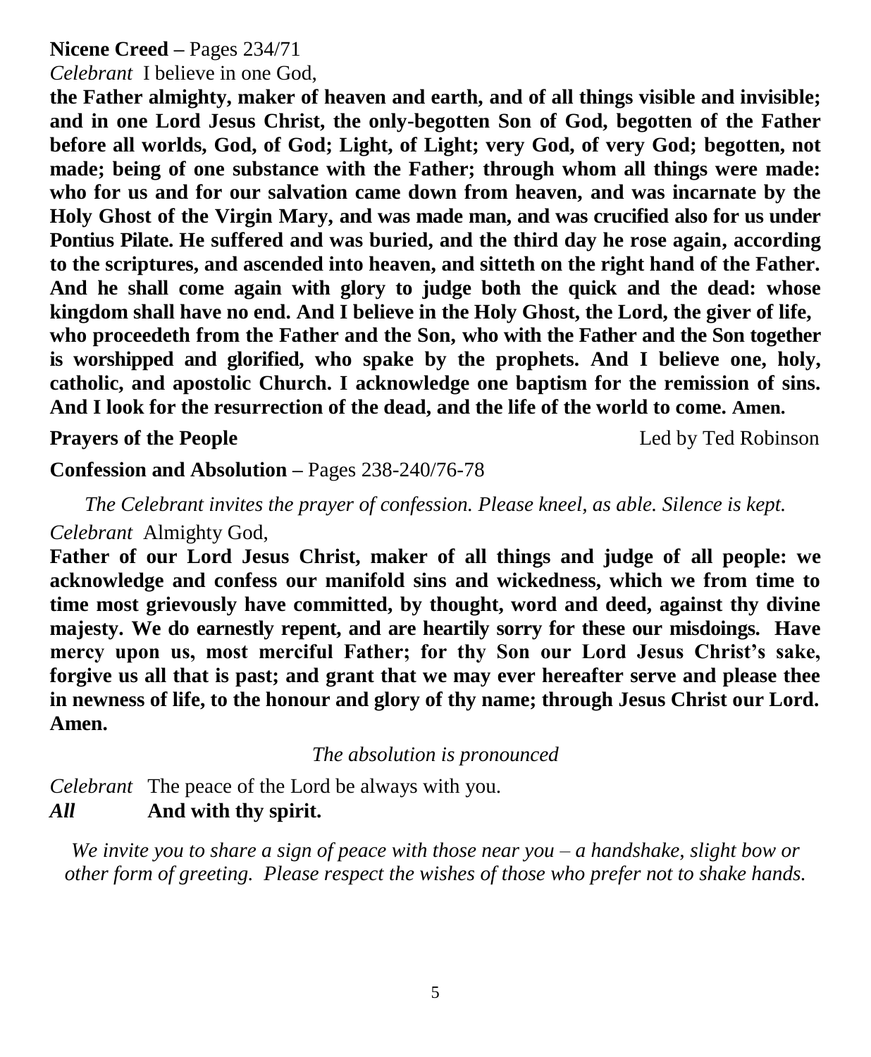**Nicene Creed –** Pages 234/71

*Celebrant* I believe in one God,

**the Father almighty, maker of heaven and earth, and of all things visible and invisible; and in one Lord Jesus Christ, the only-begotten Son of God, begotten of the Father before all worlds, God, of God; Light, of Light; very God, of very God; begotten, not made; being of one substance with the Father; through whom all things were made: who for us and for our salvation came down from heaven, and was incarnate by the Holy Ghost of the Virgin Mary, and was made man, and was crucified also for us under Pontius Pilate. He suffered and was buried, and the third day he rose again, according to the scriptures, and ascended into heaven, and sitteth on the right hand of the Father. And he shall come again with glory to judge both the quick and the dead: whose kingdom shall have no end. And I believe in the Holy Ghost, the Lord, the giver of life, who proceedeth from the Father and the Son, who with the Father and the Son together is worshipped and glorified, who spake by the prophets. And I believe one, holy, catholic, and apostolic Church. I acknowledge one baptism for the remission of sins. And I look for the resurrection of the dead, and the life of the world to come. Amen.**

**Prayers of the People** Led by Ted Robinson

**Confession and Absolution –** Pages 238-240/76-78

*The Celebrant invites the prayer of confession. Please kneel, as able. Silence is kept.*

*Celebrant* Almighty God,

**Father of our Lord Jesus Christ, maker of all things and judge of all people: we acknowledge and confess our manifold sins and wickedness, which we from time to time most grievously have committed, by thought, word and deed, against thy divine majesty. We do earnestly repent, and are heartily sorry for these our misdoings. Have mercy upon us, most merciful Father; for thy Son our Lord Jesus Christ's sake, forgive us all that is past; and grant that we may ever hereafter serve and please thee in newness of life, to the honour and glory of thy name; through Jesus Christ our Lord. Amen.**

*The absolution is pronounced*

*Celebrant* The peace of the Lord be always with you.
***All*** **And with thy spirit.**

*We invite you to share a sign of peace with those near you – a handshake, slight bow or other form of greeting. Please respect the wishes of those who prefer not to shake hands.*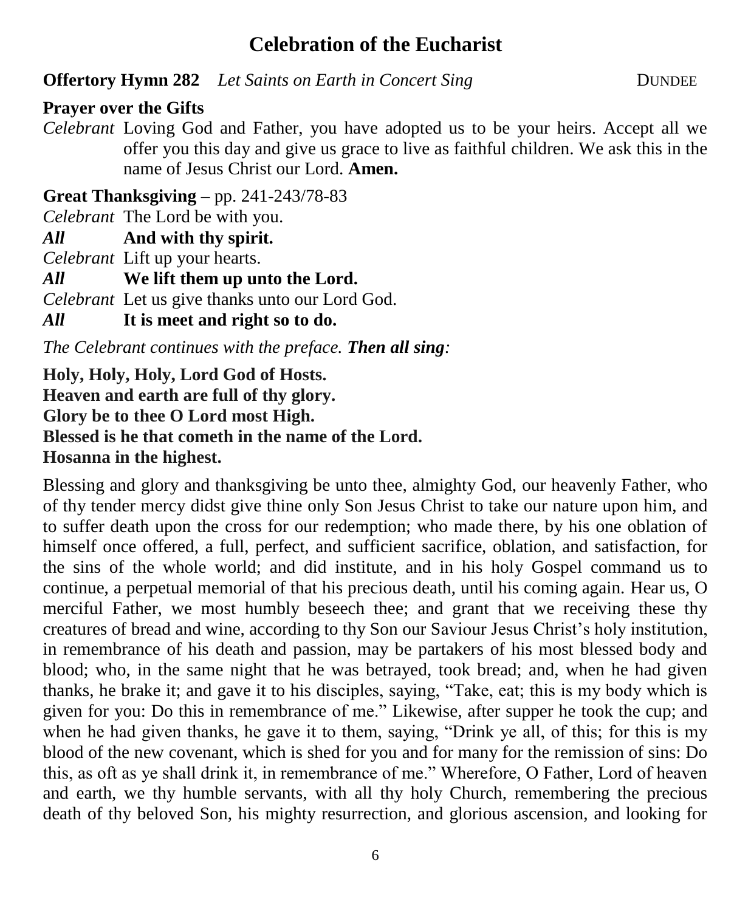## Celebration of the Eucharist

**Offertory Hymn 282** *Let Saints on Earth in Concert Sing* DUNDEE

**Prayer over the Gifts**

*Celebrant* Loving God and Father, you have adopted us to be your heirs. Accept all we offer you this day and give us grace to live as faithful children. We ask this in the name of Jesus Christ our Lord. **Amen.**

**Great Thanksgiving –** pp. 241-243/78-83

*Celebrant* The Lord be with you.

***All*** **And with thy spirit.**

*Celebrant* Lift up your hearts.

***All*** **We lift them up unto the Lord.**

*Celebrant* Let us give thanks unto our Lord God.

***All*** **It is meet and right so to do.**

*The Celebrant continues with the preface.* ***Then all sing:***

**Holy, Holy, Holy, Lord God of Hosts.**
**Heaven and earth are full of thy glory.**
**Glory be to thee O Lord most High.**
**Blessed is he that cometh in the name of the Lord.**
**Hosanna in the highest.**

Blessing and glory and thanksgiving be unto thee, almighty God, our heavenly Father, who of thy tender mercy didst give thine only Son Jesus Christ to take our nature upon him, and to suffer death upon the cross for our redemption; who made there, by his one oblation of himself once offered, a full, perfect, and sufficient sacrifice, oblation, and satisfaction, for the sins of the whole world; and did institute, and in his holy Gospel command us to continue, a perpetual memorial of that his precious death, until his coming again. Hear us, O merciful Father, we most humbly beseech thee; and grant that we receiving these thy creatures of bread and wine, according to thy Son our Saviour Jesus Christ's holy institution, in remembrance of his death and passion, may be partakers of his most blessed body and blood; who, in the same night that he was betrayed, took bread; and, when he had given thanks, he brake it; and gave it to his disciples, saying, "Take, eat; this is my body which is given for you: Do this in remembrance of me." Likewise, after supper he took the cup; and when he had given thanks, he gave it to them, saying, "Drink ye all, of this; for this is my blood of the new covenant, which is shed for you and for many for the remission of sins: Do this, as oft as ye shall drink it, in remembrance of me." Wherefore, O Father, Lord of heaven and earth, we thy humble servants, with all thy holy Church, remembering the precious death of thy beloved Son, his mighty resurrection, and glorious ascension, and looking for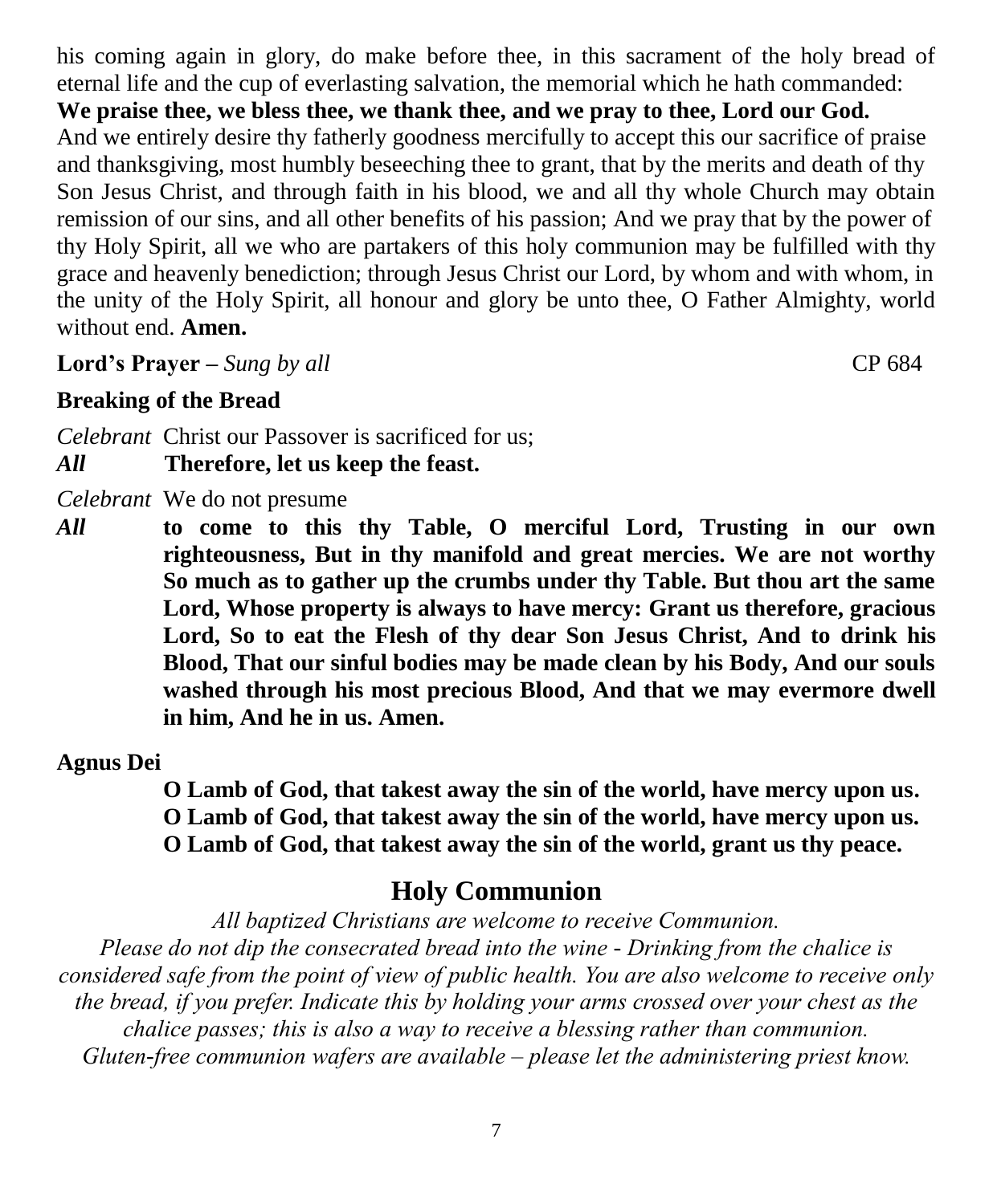his coming again in glory, do make before thee, in this sacrament of the holy bread of eternal life and the cup of everlasting salvation, the memorial which he hath commanded:

**We praise thee, we bless thee, we thank thee, and we pray to thee, Lord our God.**

And we entirely desire thy fatherly goodness mercifully to accept this our sacrifice of praise and thanksgiving, most humbly beseeching thee to grant, that by the merits and death of thy Son Jesus Christ, and through faith in his blood, we and all thy whole Church may obtain remission of our sins, and all other benefits of his passion; And we pray that by the power of thy Holy Spirit, all we who are partakers of this holy communion may be fulfilled with thy grace and heavenly benediction; through Jesus Christ our Lord, by whom and with whom, in the unity of the Holy Spirit, all honour and glory be unto thee, O Father Almighty, world without end. **Amen.**

**Lord's Prayer** – *Sung by all* CP 684

**Breaking of the Bread**

*Celebrant* Christ our Passover is sacrificed for us;

***All*** **Therefore, let us keep the feast.**

*Celebrant* We do not presume

***All*** **to come to this thy Table, O merciful Lord, Trusting in our own righteousness, But in thy manifold and great mercies. We are not worthy So much as to gather up the crumbs under thy Table. But thou art the same Lord, Whose property is always to have mercy: Grant us therefore, gracious Lord, So to eat the Flesh of thy dear Son Jesus Christ, And to drink his Blood, That our sinful bodies may be made clean by his Body, And our souls washed through his most precious Blood, And that we may evermore dwell in him, And he in us. Amen.**

**Agnus Dei**

**O Lamb of God, that takest away the sin of the world, have mercy upon us.**
**O Lamb of God, that takest away the sin of the world, have mercy upon us.**
**O Lamb of God, that takest away the sin of the world, grant us thy peace.**

## Holy Communion

*All baptized Christians are welcome to receive Communion.*
*Please do not dip the consecrated bread into the wine - Drinking from the chalice is considered safe from the point of view of public health. You are also welcome to receive only the bread, if you prefer. Indicate this by holding your arms crossed over your chest as the chalice passes; this is also a way to receive a blessing rather than communion.*
*Gluten-free communion wafers are available – please let the administering priest know.*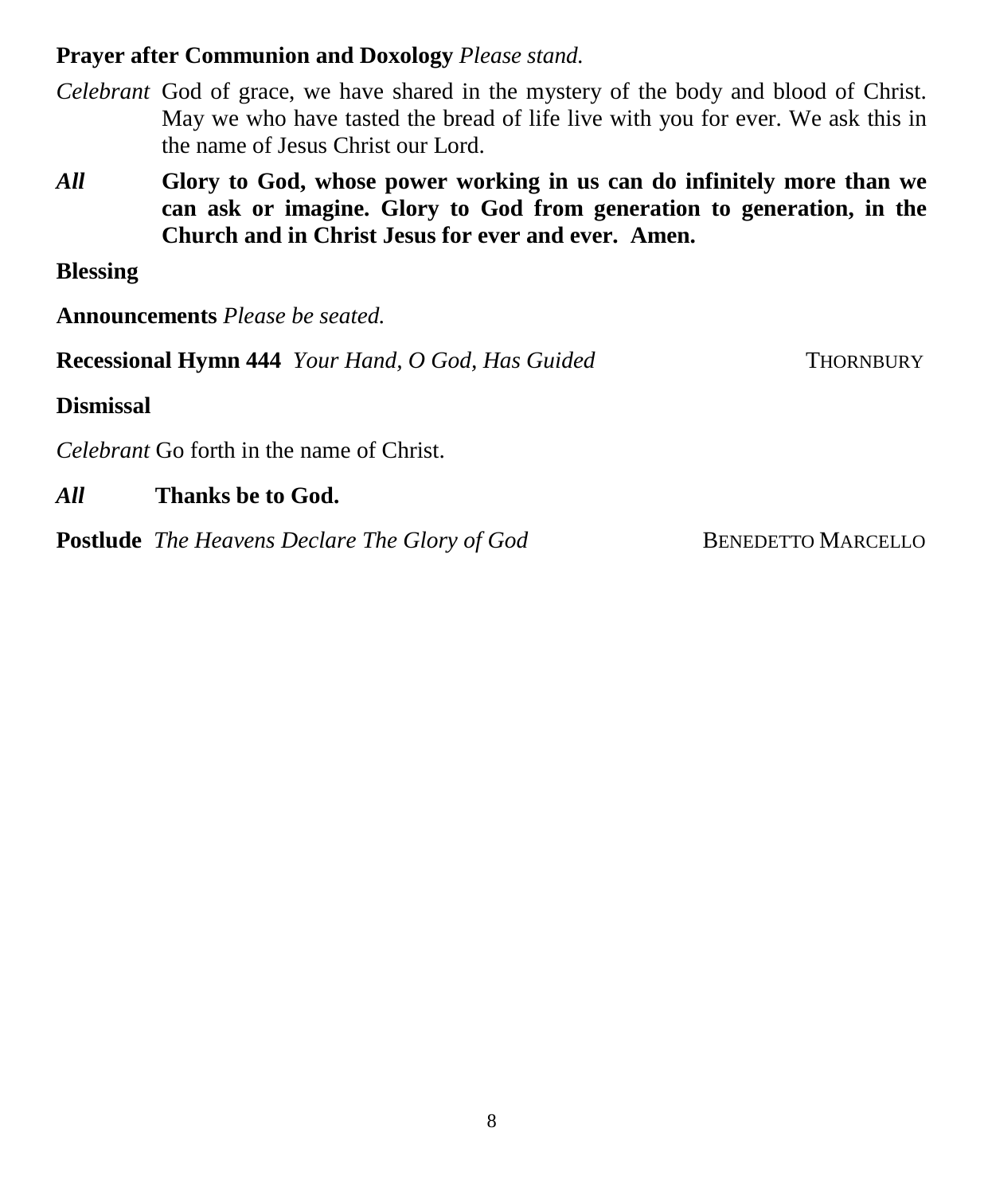**Prayer after Communion and Doxology** *Please stand.*

*Celebrant* God of grace, we have shared in the mystery of the body and blood of Christ. May we who have tasted the bread of life live with you for ever. We ask this in the name of Jesus Christ our Lord.

***All*** **Glory to God, whose power working in us can do infinitely more than we can ask or imagine. Glory to God from generation to generation, in the Church and in Christ Jesus for ever and ever. Amen.**

**Blessing**

**Announcements** *Please be seated.*

**Recessional Hymn 444** *Your Hand, O God, Has Guided* THORNBURY

**Dismissal**

*Celebrant* Go forth in the name of Christ.

***All*** **Thanks be to God.**

**Postlude** *The Heavens Declare The Glory of God* BENEDETTO MARCELLO